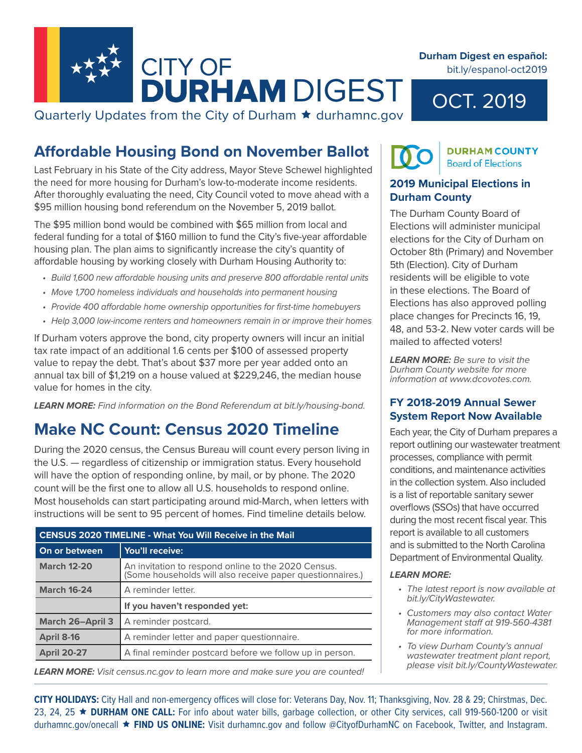# CITY OF DURHAM DIGEST

Quarterly Updates from the City of Durham ★ durhamnc.gov

**Durham Digest en español:** bit.ly/espanol-oct2019

OCT. 2019

## Affordable Housing Bond on November Ballot

Last February in his State of the City address, Mayor Steve Schewel highlighted the need for more housing for Durham's low-to-moderate income residents. After thoroughly evaluating the need, City Council voted to move ahead with a $95 million housing bond referendum on the November 5, 2019 ballot.

The $95 million bond would be combined with $65 million from local and federal funding for a total of $160 million to fund the City's five-year affordable housing plan. The plan aims to significantly increase the city's quantity of affordable housing by working closely with Durham Housing Authority to:

- *Build 1,600 new affordable housing units and preserve 800 affordable rental units*
- *Move 1,700 homeless individuals and households into permanent housing*
- *Provide 400 affordable home ownership opportunities for first-time homebuyers*
- *Help 3,000 low-income renters and homeowners remain in or improve their homes*

If Durham voters approve the bond, city property owners will incur an initial tax rate impact of an additional 1.6 cents per $100 of assessed property value to repay the debt. That's about $37 more per year added onto an annual tax bill of $1,219 on a house valued at $229,246, the median house value for homes in the city.

***LEARN MORE:*** *Find information on the Bond Referendum at bit.ly/housing-bond.*

## Make NC Count: Census 2020 Timeline

During the 2020 census, the Census Bureau will count every person living in the U.S. — regardless of citizenship or immigration status. Every household will have the option of responding online, by mail, or by phone. The 2020 count will be the first one to allow all U.S. households to respond online. Most households can start participating around mid-March, when letters with instructions will be sent to 95 percent of homes. Find timeline details below.

**CENSUS 2020 TIMELINE - What You Will Receive in the Mail**

| On or between | You'll receive: |
|---|---|
| **March 12-20** | An invitation to respond online to the 2020 Census. (Some households will also receive paper questionnaires.) |
| **March 16-24** | A reminder letter. |
| | **If you haven't responded yet:** |
| **March 26–April 3** | A reminder postcard. |
| **April 8-16** | A reminder letter and paper questionnaire. |
| **April 20-27** | A final reminder postcard before we follow up in person. |

***LEARN MORE:*** *Visit census.nc.gov to learn more and make sure you are counted!*

**DURHAM COUNTY Board of Elections**

### 2019 Municipal Elections in Durham County

The Durham County Board of Elections will administer municipal elections for the City of Durham on October 8th (Primary) and November 5th (Election). City of Durham residents will be eligible to vote in these elections. The Board of Elections has also approved polling place changes for Precincts 16, 19, 48, and 53-2. New voter cards will be mailed to affected voters!

***LEARN MORE:*** *Be sure to visit the Durham County website for more information at www.dcovotes.com.*

### FY 2018-2019 Annual Sewer System Report Now Available

Each year, the City of Durham prepares a report outlining our wastewater treatment processes, compliance with permit conditions, and maintenance activities in the collection system. Also included is a list of reportable sanitary sewer overflows (SSOs) that have occurred during the most recent fiscal year. This report is available to all customers and is submitted to the North Carolina Department of Environmental Quality.

***LEARN MORE:***

- *The latest report is now available at bit.ly/CityWastewater.*
- *Customers may also contact Water Management staff at 919-560-4381 for more information.*
- *To view Durham County's annual wastewater treatment plant report, please visit bit.ly/CountyWastewater.*

**CITY HOLIDAYS:** City Hall and non-emergency offices will close for: Veterans Day, Nov. 11; Thanksgiving, Nov. 28 & 29; Chirstmas, Dec. 23, 24, 25 ★ **DURHAM ONE CALL:** For info about water bills, garbage collection, or other City services, call 919-560-1200 or visit durhamnc.gov/onecall ★ **FIND US ONLINE:** Visit durhamnc.gov and follow @CityofDurhamNC on Facebook, Twitter, and Instagram.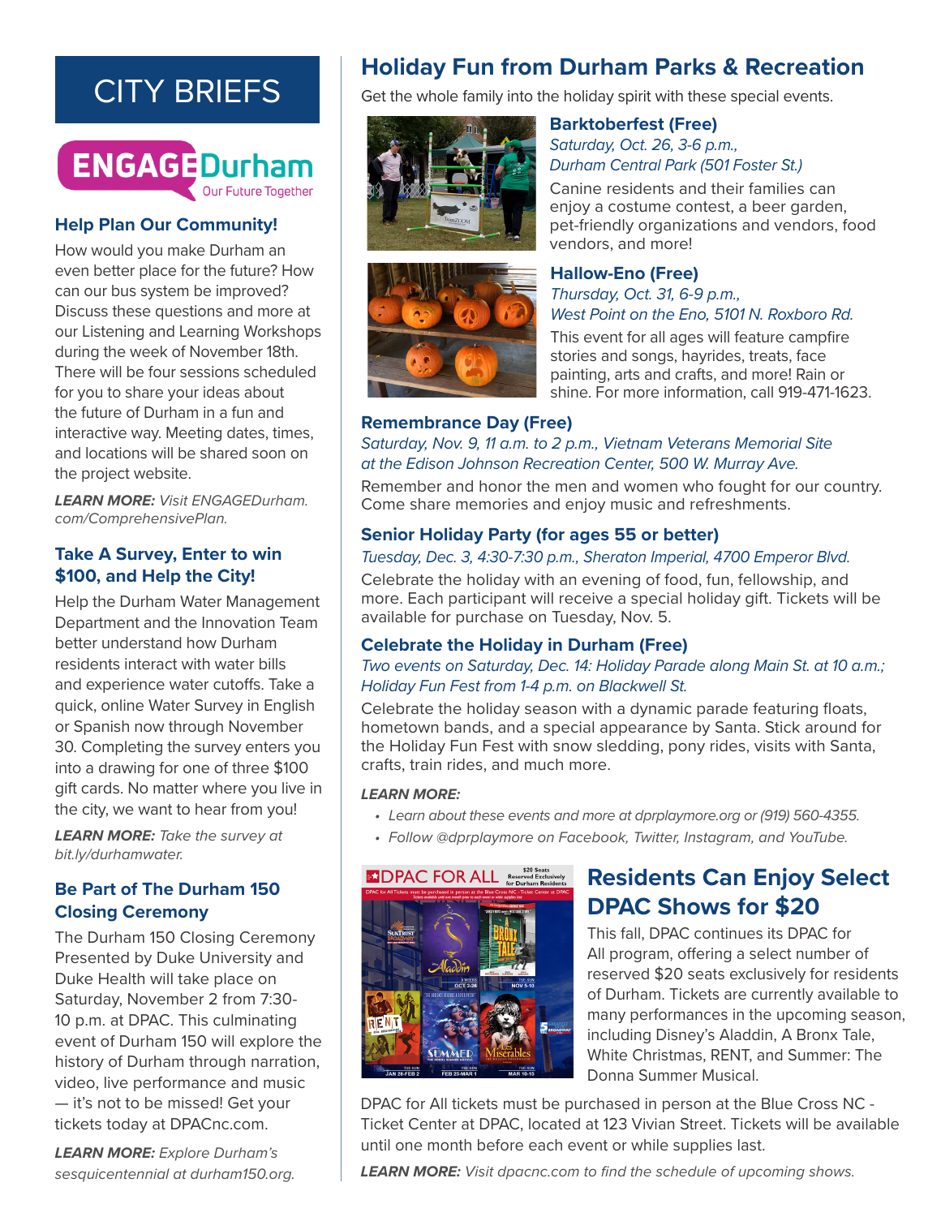# CITY BRIEFS

ENGAGE Durham
Our Future Together

### Help Plan Our Community!

How would you make Durham an even better place for the future? How can our bus system be improved? Discuss these questions and more at our Listening and Learning Workshops during the week of November 18th. There will be four sessions scheduled for you to share your ideas about the future of Durham in a fun and interactive way. Meeting dates, times, and locations will be shared soon on the project website.

***LEARN MORE:*** *Visit ENGAGEDurham.com/ComprehensivePlan.*

### Take A Survey, Enter to win $100, and Help the City!

Help the Durham Water Management Department and the Innovation Team better understand how Durham residents interact with water bills and experience water cutoffs. Take a quick, online Water Survey in English or Spanish now through November 30. Completing the survey enters you into a drawing for one of three $100 gift cards. No matter where you live in the city, we want to hear from you!

***LEARN MORE:*** *Take the survey at bit.ly/durhamwater.*

### Be Part of The Durham 150 Closing Ceremony

The Durham 150 Closing Ceremony Presented by Duke University and Duke Health will take place on Saturday, November 2 from 7:30-10 p.m. at DPAC. This culminating event of Durham 150 will explore the history of Durham through narration, video, live performance and music — it's not to be missed! Get your tickets today at DPACnc.com.

***LEARN MORE:*** *Explore Durham's sesquicentennial at durham150.org.*

## Holiday Fun from Durham Parks & Recreation

Get the whole family into the holiday spirit with these special events.

### Barktoberfest (Free)

*Saturday, Oct. 26, 3-6 p.m., Durham Central Park (501 Foster St.)*

Canine residents and their families can enjoy a costume contest, a beer garden, pet-friendly organizations and vendors, food vendors, and more!

### Hallow-Eno (Free)

*Thursday, Oct. 31, 6-9 p.m., West Point on the Eno, 5101 N. Roxboro Rd.*

This event for all ages will feature campfire stories and songs, hayrides, treats, face painting, arts and crafts, and more! Rain or shine. For more information, call 919-471-1623.

### Remembrance Day (Free)

*Saturday, Nov. 9, 11 a.m. to 2 p.m., Vietnam Veterans Memorial Site at the Edison Johnson Recreation Center, 500 W. Murray Ave.*

Remember and honor the men and women who fought for our country. Come share memories and enjoy music and refreshments.

### Senior Holiday Party (for ages 55 or better)

*Tuesday, Dec. 3, 4:30-7:30 p.m., Sheraton Imperial, 4700 Emperor Blvd.*

Celebrate the holiday with an evening of food, fun, fellowship, and more. Each participant will receive a special holiday gift. Tickets will be available for purchase on Tuesday, Nov. 5.

### Celebrate the Holiday in Durham (Free)

*Two events on Saturday, Dec. 14: Holiday Parade along Main St. at 10 a.m.; Holiday Fun Fest from 1-4 p.m. on Blackwell St.*

Celebrate the holiday season with a dynamic parade featuring floats, hometown bands, and a special appearance by Santa. Stick around for the Holiday Fun Fest with snow sledding, pony rides, visits with Santa, crafts, train rides, and much more.

***LEARN MORE:***

- *Learn about these events and more at dprplaymore.org or (919) 560-4355.*
- *Follow @dprplaymore on Facebook, Twitter, Instagram, and YouTube.*

## Residents Can Enjoy Select DPAC Shows for $20

This fall, DPAC continues its DPAC for All program, offering a select number of reserved $20 seats exclusively for residents of Durham. Tickets are currently available to many performances in the upcoming season, including Disney's Aladdin, A Bronx Tale, White Christmas, RENT, and Summer: The Donna Summer Musical.

DPAC for All tickets must be purchased in person at the Blue Cross NC - Ticket Center at DPAC, located at 123 Vivian Street. Tickets will be available until one month before each event or while supplies last.

***LEARN MORE:*** *Visit dpacnc.com to find the schedule of upcoming shows.*